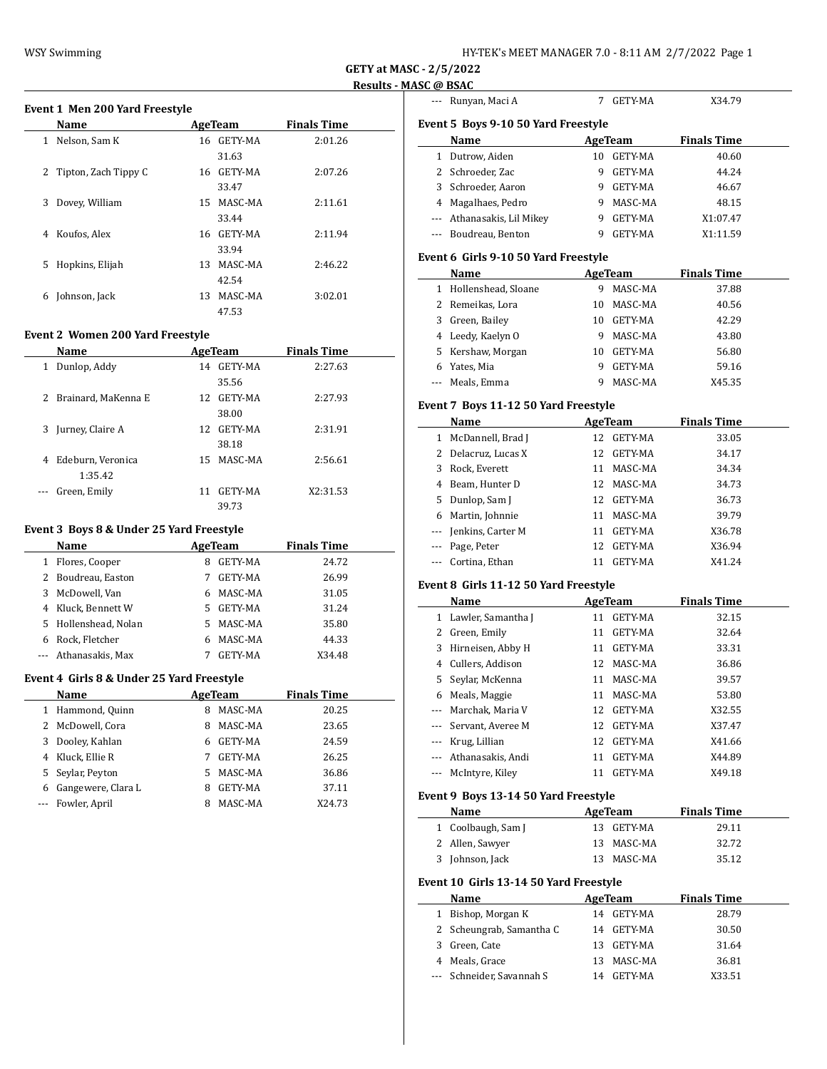GETY at MASC - 2/5/2022

Results - MASC @ BSAC

### Event 1 Men 200 Yard Freestyle

| | Name | Age | Team | Finals Time |
|---|---|---|---|---|
| 1 | Nelson, Sam K | 16 | GETY-MA | 2:01.26 |
| | | | 31.63 | |
| 2 | Tipton, Zach Tippy C | 16 | GETY-MA | 2:07.26 |
| | | | 33.47 | |
| 3 | Dovey, William | 15 | MASC-MA | 2:11.61 |
| | | | 33.44 | |
| 4 | Koufos, Alex | 16 | GETY-MA | 2:11.94 |
| | | | 33.94 | |
| 5 | Hopkins, Elijah | 13 | MASC-MA | 2:46.22 |
| | | | 42.54 | |
| 6 | Johnson, Jack | 13 | MASC-MA | 3:02.01 |
| | | | 47.53 | |

### Event 2 Women 200 Yard Freestyle

| | Name | Age | Team | Finals Time |
|---|---|---|---|---|
| 1 | Dunlop, Addy | 14 | GETY-MA | 2:27.63 |
| | | | 35.56 | |
| 2 | Brainard, MaKenna E | 12 | GETY-MA | 2:27.93 |
| | | | 38.00 | |
| 3 | Jurney, Claire A | 12 | GETY-MA | 2:31.91 |
| | | | 38.18 | |
| 4 | Edeburn, Veronica | 15 | MASC-MA | 2:56.61 |
| | 1:35.42 | | | |
| --- | Green, Emily | 11 | GETY-MA | X2:31.53 |
| | | | 39.73 | |

### Event 3 Boys 8 & Under 25 Yard Freestyle

| | Name | Age | Team | Finals Time |
|---|---|---|---|---|
| 1 | Flores, Cooper | 8 | GETY-MA | 24.72 |
| 2 | Boudreau, Easton | 7 | GETY-MA | 26.99 |
| 3 | McDowell, Van | 6 | MASC-MA | 31.05 |
| 4 | Kluck, Bennett W | 5 | GETY-MA | 31.24 |
| 5 | Hollenshead, Nolan | 5 | MASC-MA | 35.80 |
| 6 | Rock, Fletcher | 6 | MASC-MA | 44.33 |
| --- | Athanasakis, Max | 7 | GETY-MA | X34.48 |

### Event 4 Girls 8 & Under 25 Yard Freestyle

| | Name | Age | Team | Finals Time |
|---|---|---|---|---|
| 1 | Hammond, Quinn | 8 | MASC-MA | 20.25 |
| 2 | McDowell, Cora | 8 | MASC-MA | 23.65 |
| 3 | Dooley, Kahlan | 6 | GETY-MA | 24.59 |
| 4 | Kluck, Ellie R | 7 | GETY-MA | 26.25 |
| 5 | Seylar, Peyton | 5 | MASC-MA | 36.86 |
| 6 | Gangewere, Clara L | 8 | GETY-MA | 37.11 |
| --- | Fowler, April | 8 | MASC-MA | X24.73 |
| --- | Runyan, Maci A | 7 | GETY-MA | X34.79 |

### Event 5 Boys 9-10 50 Yard Freestyle

| | Name | Age | Team | Finals Time |
|---|---|---|---|---|
| 1 | Dutrow, Aiden | 10 | GETY-MA | 40.60 |
| 2 | Schroeder, Zac | 9 | GETY-MA | 44.24 |
| 3 | Schroeder, Aaron | 9 | GETY-MA | 46.67 |
| 4 | Magalhaes, Pedro | 9 | MASC-MA | 48.15 |
| --- | Athanasakis, Lil Mikey | 9 | GETY-MA | X1:07.47 |
| --- | Boudreau, Benton | 9 | GETY-MA | X1:11.59 |

### Event 6 Girls 9-10 50 Yard Freestyle

| | Name | Age | Team | Finals Time |
|---|---|---|---|---|
| 1 | Hollenshead, Sloane | 9 | MASC-MA | 37.88 |
| 2 | Remeikas, Lora | 10 | MASC-MA | 40.56 |
| 3 | Green, Bailey | 10 | GETY-MA | 42.29 |
| 4 | Leedy, Kaelyn O | 9 | MASC-MA | 43.80 |
| 5 | Kershaw, Morgan | 10 | GETY-MA | 56.80 |
| 6 | Yates, Mia | 9 | GETY-MA | 59.16 |
| --- | Meals, Emma | 9 | MASC-MA | X45.35 |

### Event 7 Boys 11-12 50 Yard Freestyle

| | Name | Age | Team | Finals Time |
|---|---|---|---|---|
| 1 | McDannell, Brad J | 12 | GETY-MA | 33.05 |
| 2 | Delacruz, Lucas X | 12 | GETY-MA | 34.17 |
| 3 | Rock, Everett | 11 | MASC-MA | 34.34 |
| 4 | Beam, Hunter D | 12 | MASC-MA | 34.73 |
| 5 | Dunlop, Sam J | 12 | GETY-MA | 36.73 |
| 6 | Martin, Johnnie | 11 | MASC-MA | 39.79 |
| --- | Jenkins, Carter M | 11 | GETY-MA | X36.78 |
| --- | Page, Peter | 12 | GETY-MA | X36.94 |
| --- | Cortina, Ethan | 11 | GETY-MA | X41.24 |

### Event 8 Girls 11-12 50 Yard Freestyle

| | Name | Age | Team | Finals Time |
|---|---|---|---|---|
| 1 | Lawler, Samantha J | 11 | GETY-MA | 32.15 |
| 2 | Green, Emily | 11 | GETY-MA | 32.64 |
| 3 | Hirneisen, Abby H | 11 | GETY-MA | 33.31 |
| 4 | Cullers, Addison | 12 | MASC-MA | 36.86 |
| 5 | Seylar, McKenna | 11 | MASC-MA | 39.57 |
| 6 | Meals, Maggie | 11 | MASC-MA | 53.80 |
| --- | Marchak, Maria V | 12 | GETY-MA | X32.55 |
| --- | Servant, Averee M | 12 | GETY-MA | X37.47 |
| --- | Krug, Lillian | 12 | GETY-MA | X41.66 |
| --- | Athanasakis, Andi | 11 | GETY-MA | X44.89 |
| --- | McIntyre, Kiley | 11 | GETY-MA | X49.18 |

### Event 9 Boys 13-14 50 Yard Freestyle

| | Name | Age | Team | Finals Time |
|---|---|---|---|---|
| 1 | Coolbaugh, Sam J | 13 | GETY-MA | 29.11 |
| 2 | Allen, Sawyer | 13 | MASC-MA | 32.72 |
| 3 | Johnson, Jack | 13 | MASC-MA | 35.12 |

### Event 10 Girls 13-14 50 Yard Freestyle

| | Name | Age | Team | Finals Time |
|---|---|---|---|---|
| 1 | Bishop, Morgan K | 14 | GETY-MA | 28.79 |
| 2 | Scheungrab, Samantha C | 14 | GETY-MA | 30.50 |
| 3 | Green, Cate | 13 | GETY-MA | 31.64 |
| 4 | Meals, Grace | 13 | MASC-MA | 36.81 |
| --- | Schneider, Savannah S | 14 | GETY-MA | X33.51 |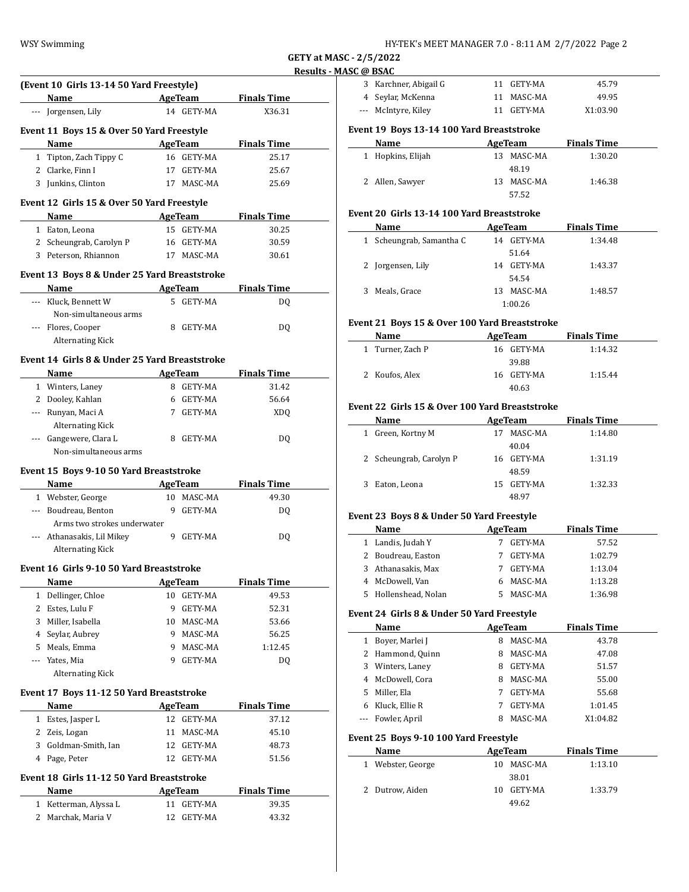**GETY at MASC - 2/5/2022**

**Results - MASC @ BSAC**

### (Event 10 Girls 13-14 50 Yard Freestyle)

| | Name | Age | Team | Finals Time |
|---|---|---|---|---|
| --- | Jorgensen, Lily | 14 | GETY-MA | X36.31 |

### Event 11 Boys 15 & Over 50 Yard Freestyle

| | Name | Age | Team | Finals Time |
|---|---|---|---|---|
| 1 | Tipton, Zach Tippy C | 16 | GETY-MA | 25.17 |
| 2 | Clarke, Finn I | 17 | GETY-MA | 25.67 |
| 3 | Junkins, Clinton | 17 | MASC-MA | 25.69 |

### Event 12 Girls 15 & Over 50 Yard Freestyle

| | Name | Age | Team | Finals Time |
|---|---|---|---|---|
| 1 | Eaton, Leona | 15 | GETY-MA | 30.25 |
| 2 | Scheungrab, Carolyn P | 16 | GETY-MA | 30.59 |
| 3 | Peterson, Rhiannon | 17 | MASC-MA | 30.61 |

### Event 13 Boys 8 & Under 25 Yard Breaststroke

| | Name | Age | Team | Finals Time |
|---|---|---|---|---|
| --- | Kluck, Bennett W | 5 | GETY-MA | DQ |
| | Non-simultaneous arms | | | |
| --- | Flores, Cooper | 8 | GETY-MA | DQ |
| | Alternating Kick | | | |

### Event 14 Girls 8 & Under 25 Yard Breaststroke

| | Name | Age | Team | Finals Time |
|---|---|---|---|---|
| 1 | Winters, Laney | 8 | GETY-MA | 31.42 |
| 2 | Dooley, Kahlan | 6 | GETY-MA | 56.64 |
| --- | Runyan, Maci A | 7 | GETY-MA | XDQ |
| | Alternating Kick | | | |
| --- | Gangewere, Clara L | 8 | GETY-MA | DQ |
| | Non-simultaneous arms | | | |

### Event 15 Boys 9-10 50 Yard Breaststroke

| | Name | Age | Team | Finals Time |
|---|---|---|---|---|
| 1 | Webster, George | 10 | MASC-MA | 49.30 |
| --- | Boudreau, Benton | 9 | GETY-MA | DQ |
| | Arms two strokes underwater | | | |
| --- | Athanasakis, Lil Mikey | 9 | GETY-MA | DQ |
| | Alternating Kick | | | |

### Event 16 Girls 9-10 50 Yard Breaststroke

| | Name | Age | Team | Finals Time |
|---|---|---|---|---|
| 1 | Dellinger, Chloe | 10 | GETY-MA | 49.53 |
| 2 | Estes, Lulu F | 9 | GETY-MA | 52.31 |
| 3 | Miller, Isabella | 10 | MASC-MA | 53.66 |
| 4 | Seylar, Aubrey | 9 | MASC-MA | 56.25 |
| 5 | Meals, Emma | 9 | MASC-MA | 1:12.45 |
| --- | Yates, Mia | 9 | GETY-MA | DQ |
| | Alternating Kick | | | |

### Event 17 Boys 11-12 50 Yard Breaststroke

| | Name | Age | Team | Finals Time |
|---|---|---|---|---|
| 1 | Estes, Jasper L | 12 | GETY-MA | 37.12 |
| 2 | Zeis, Logan | 11 | MASC-MA | 45.10 |
| 3 | Goldman-Smith, Ian | 12 | GETY-MA | 48.73 |
| 4 | Page, Peter | 12 | GETY-MA | 51.56 |

### Event 18 Girls 11-12 50 Yard Breaststroke

| | Name | Age | Team | Finals Time |
|---|---|---|---|---|
| 1 | Ketterman, Alyssa L | 11 | GETY-MA | 39.35 |
| 2 | Marchak, Maria V | 12 | GETY-MA | 43.32 |
| 3 | Karchner, Abigail G | 11 | GETY-MA | 45.79 |
| 4 | Seylar, McKenna | 11 | MASC-MA | 49.95 |
| --- | McIntyre, Kiley | 11 | GETY-MA | X1:03.90 |

### Event 19 Boys 13-14 100 Yard Breaststroke

| | Name | Age | Team | Finals Time |
|---|---|---|---|---|
| 1 | Hopkins, Elijah | 13 | MASC-MA | 1:30.20 |
| | | | 48.19 | |
| 2 | Allen, Sawyer | 13 | MASC-MA | 1:46.38 |
| | | | 57.52 | |

### Event 20 Girls 13-14 100 Yard Breaststroke

| | Name | Age | Team | Finals Time |
|---|---|---|---|---|
| 1 | Scheungrab, Samantha C | 14 | GETY-MA | 1:34.48 |
| | | | 51.64 | |
| 2 | Jorgensen, Lily | 14 | GETY-MA | 1:43.37 |
| | | | 54.54 | |
| 3 | Meals, Grace | 13 | MASC-MA | 1:48.57 |
| | | | 1:00.26 | |

### Event 21 Boys 15 & Over 100 Yard Breaststroke

| | Name | Age | Team | Finals Time |
|---|---|---|---|---|
| 1 | Turner, Zach P | 16 | GETY-MA | 1:14.32 |
| | | | 39.88 | |
| 2 | Koufos, Alex | 16 | GETY-MA | 1:15.44 |
| | | | 40.63 | |

### Event 22 Girls 15 & Over 100 Yard Breaststroke

| | Name | Age | Team | Finals Time |
|---|---|---|---|---|
| 1 | Green, Kortny M | 17 | MASC-MA | 1:14.80 |
| | | | 40.04 | |
| 2 | Scheungrab, Carolyn P | 16 | GETY-MA | 1:31.19 |
| | | | 48.59 | |
| 3 | Eaton, Leona | 15 | GETY-MA | 1:32.33 |
| | | | 48.97 | |

### Event 23 Boys 8 & Under 50 Yard Freestyle

| | Name | Age | Team | Finals Time |
|---|---|---|---|---|
| 1 | Landis, Judah Y | 7 | GETY-MA | 57.52 |
| 2 | Boudreau, Easton | 7 | GETY-MA | 1:02.79 |
| 3 | Athanasakis, Max | 7 | GETY-MA | 1:13.04 |
| 4 | McDowell, Van | 6 | MASC-MA | 1:13.28 |
| 5 | Hollenshead, Nolan | 5 | MASC-MA | 1:36.98 |

### Event 24 Girls 8 & Under 50 Yard Freestyle

| | Name | Age | Team | Finals Time |
|---|---|---|---|---|
| 1 | Boyer, Marlei J | 8 | MASC-MA | 43.78 |
| 2 | Hammond, Quinn | 8 | MASC-MA | 47.08 |
| 3 | Winters, Laney | 8 | GETY-MA | 51.57 |
| 4 | McDowell, Cora | 8 | MASC-MA | 55.00 |
| 5 | Miller, Ela | 7 | GETY-MA | 55.68 |
| 6 | Kluck, Ellie R | 7 | GETY-MA | 1:01.45 |
| --- | Fowler, April | 8 | MASC-MA | X1:04.82 |

### Event 25 Boys 9-10 100 Yard Freestyle

| | Name | Age | Team | Finals Time |
|---|---|---|---|---|
| 1 | Webster, George | 10 | MASC-MA | 1:13.10 |
| | | | 38.01 | |
| 2 | Dutrow, Aiden | 10 | GETY-MA | 1:33.79 |
| | | | 49.62 | |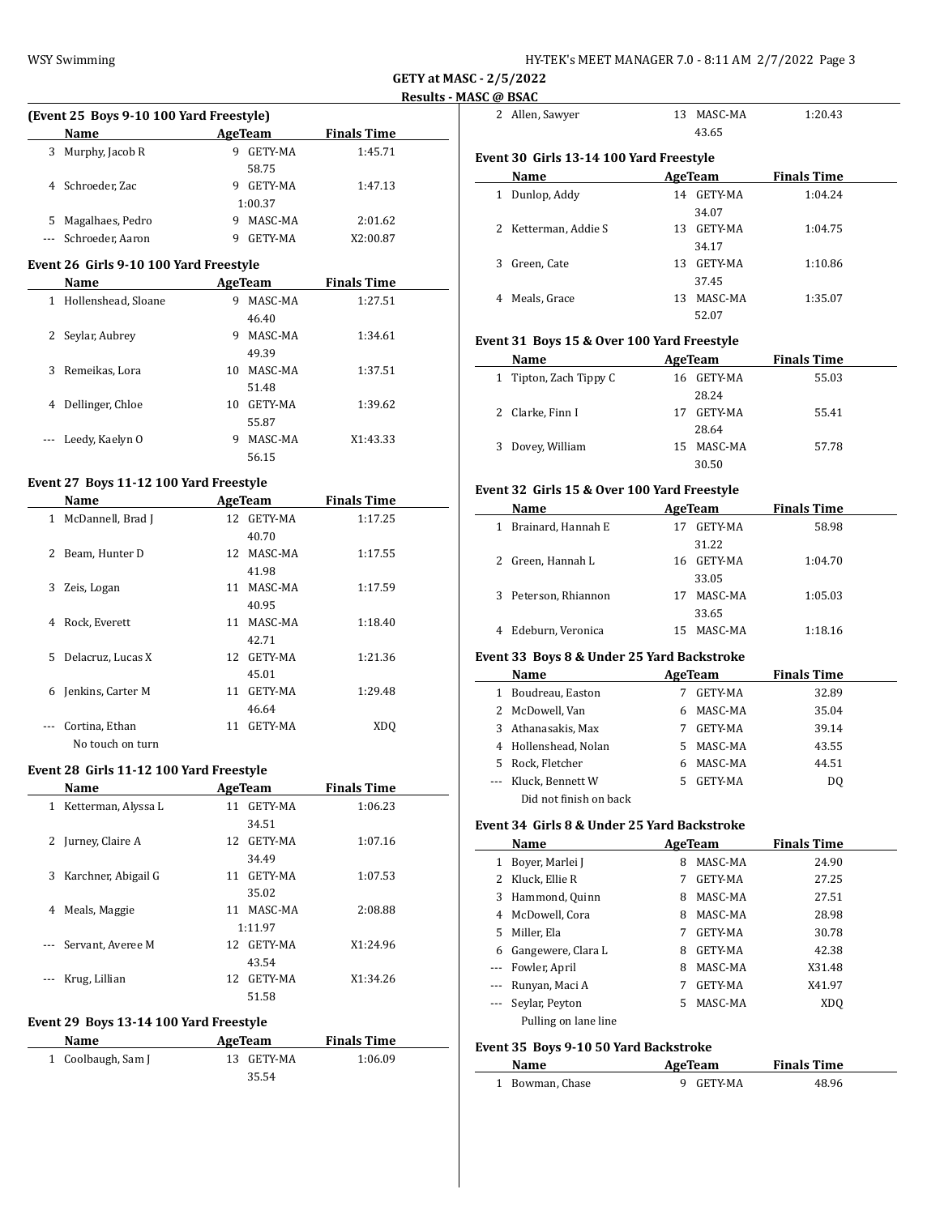GETY at MASC - 2/5/2022

Results - MASC @ BSAC

### (Event 25 Boys 9-10 100 Yard Freestyle)

| | Name | Age | Team | Finals Time |
|---|---|---|---|---|
| 3 | Murphy, Jacob R | 9 | GETY-MA | 1:45.71 |
| | | | 58.75 | |
| 4 | Schroeder, Zac | 9 | GETY-MA | 1:47.13 |
| | | | 1:00.37 | |
| 5 | Magalhaes, Pedro | 9 | MASC-MA | 2:01.62 |
| --- | Schroeder, Aaron | 9 | GETY-MA | X2:00.87 |

### Event 26 Girls 9-10 100 Yard Freestyle

| | Name | Age | Team | Finals Time |
|---|---|---|---|---|
| 1 | Hollenshead, Sloane | 9 | MASC-MA | 1:27.51 |
| | | | 46.40 | |
| 2 | Seylar, Aubrey | 9 | MASC-MA | 1:34.61 |
| | | | 49.39 | |
| 3 | Remeikas, Lora | 10 | MASC-MA | 1:37.51 |
| | | | 51.48 | |
| 4 | Dellinger, Chloe | 10 | GETY-MA | 1:39.62 |
| | | | 55.87 | |
| --- | Leedy, Kaelyn O | 9 | MASC-MA | X1:43.33 |
| | | | 56.15 | |

### Event 27 Boys 11-12 100 Yard Freestyle

| | Name | Age | Team | Finals Time |
|---|---|---|---|---|
| 1 | McDannell, Brad J | 12 | GETY-MA | 1:17.25 |
| | | | 40.70 | |
| 2 | Beam, Hunter D | 12 | MASC-MA | 1:17.55 |
| | | | 41.98 | |
| 3 | Zeis, Logan | 11 | MASC-MA | 1:17.59 |
| | | | 40.95 | |
| 4 | Rock, Everett | 11 | MASC-MA | 1:18.40 |
| | | | 42.71 | |
| 5 | Delacruz, Lucas X | 12 | GETY-MA | 1:21.36 |
| | | | 45.01 | |
| 6 | Jenkins, Carter M | 11 | GETY-MA | 1:29.48 |
| | | | 46.64 | |
| --- | Cortina, Ethan | 11 | GETY-MA | XDQ |
| | No touch on turn | | | |

### Event 28 Girls 11-12 100 Yard Freestyle

| | Name | Age | Team | Finals Time |
|---|---|---|---|---|
| 1 | Ketterman, Alyssa L | 11 | GETY-MA | 1:06.23 |
| | | | 34.51 | |
| 2 | Jurney, Claire A | 12 | GETY-MA | 1:07.16 |
| | | | 34.49 | |
| 3 | Karchner, Abigail G | 11 | GETY-MA | 1:07.53 |
| | | | 35.02 | |
| 4 | Meals, Maggie | 11 | MASC-MA | 2:08.88 |
| | | | 1:11.97 | |
| --- | Servant, Averee M | 12 | GETY-MA | X1:24.96 |
| | | | 43.54 | |
| --- | Krug, Lillian | 12 | GETY-MA | X1:34.26 |
| | | | 51.58 | |

### Event 29 Boys 13-14 100 Yard Freestyle

| | Name | Age | Team | Finals Time |
|---|---|---|---|---|
| 1 | Coolbaugh, Sam J | 13 | GETY-MA | 1:06.09 |
| | | | 35.54 | |
| 2 | Allen, Sawyer | 13 | MASC-MA | 1:20.43 |
| | | | 43.65 | |

### Event 30 Girls 13-14 100 Yard Freestyle

| | Name | Age | Team | Finals Time |
|---|---|---|---|---|
| 1 | Dunlop, Addy | 14 | GETY-MA | 1:04.24 |
| | | | 34.07 | |
| 2 | Ketterman, Addie S | 13 | GETY-MA | 1:04.75 |
| | | | 34.17 | |
| 3 | Green, Cate | 13 | GETY-MA | 1:10.86 |
| | | | 37.45 | |
| 4 | Meals, Grace | 13 | MASC-MA | 1:35.07 |
| | | | 52.07 | |

### Event 31 Boys 15 & Over 100 Yard Freestyle

| | Name | Age | Team | Finals Time |
|---|---|---|---|---|
| 1 | Tipton, Zach Tippy C | 16 | GETY-MA | 55.03 |
| | | | 28.24 | |
| 2 | Clarke, Finn I | 17 | GETY-MA | 55.41 |
| | | | 28.64 | |
| 3 | Dovey, William | 15 | MASC-MA | 57.78 |
| | | | 30.50 | |

### Event 32 Girls 15 & Over 100 Yard Freestyle

| | Name | Age | Team | Finals Time |
|---|---|---|---|---|
| 1 | Brainard, Hannah E | 17 | GETY-MA | 58.98 |
| | | | 31.22 | |
| 2 | Green, Hannah L | 16 | GETY-MA | 1:04.70 |
| | | | 33.05 | |
| 3 | Peterson, Rhiannon | 17 | MASC-MA | 1:05.03 |
| | | | 33.65 | |
| 4 | Edeburn, Veronica | 15 | MASC-MA | 1:18.16 |

### Event 33 Boys 8 & Under 25 Yard Backstroke

| | Name | Age | Team | Finals Time |
|---|---|---|---|---|
| 1 | Boudreau, Easton | 7 | GETY-MA | 32.89 |
| 2 | McDowell, Van | 6 | MASC-MA | 35.04 |
| 3 | Athanasakis, Max | 7 | GETY-MA | 39.14 |
| 4 | Hollenshead, Nolan | 5 | MASC-MA | 43.55 |
| 5 | Rock, Fletcher | 6 | MASC-MA | 44.51 |
| --- | Kluck, Bennett W | 5 | GETY-MA | DQ |
| | Did not finish on back | | | |

### Event 34 Girls 8 & Under 25 Yard Backstroke

| | Name | Age | Team | Finals Time |
|---|---|---|---|---|
| 1 | Boyer, Marlei J | 8 | MASC-MA | 24.90 |
| 2 | Kluck, Ellie R | 7 | GETY-MA | 27.25 |
| 3 | Hammond, Quinn | 8 | MASC-MA | 27.51 |
| 4 | McDowell, Cora | 8 | MASC-MA | 28.98 |
| 5 | Miller, Ela | 7 | GETY-MA | 30.78 |
| 6 | Gangewere, Clara L | 8 | GETY-MA | 42.38 |
| --- | Fowler, April | 8 | MASC-MA | X31.48 |
| --- | Runyan, Maci A | 7 | GETY-MA | X41.97 |
| --- | Seylar, Peyton | 5 | MASC-MA | XDQ |
| | Pulling on lane line | | | |

### Event 35 Boys 9-10 50 Yard Backstroke

| | Name | Age | Team | Finals Time |
|---|---|---|---|---|
| 1 | Bowman, Chase | 9 | GETY-MA | 48.96 |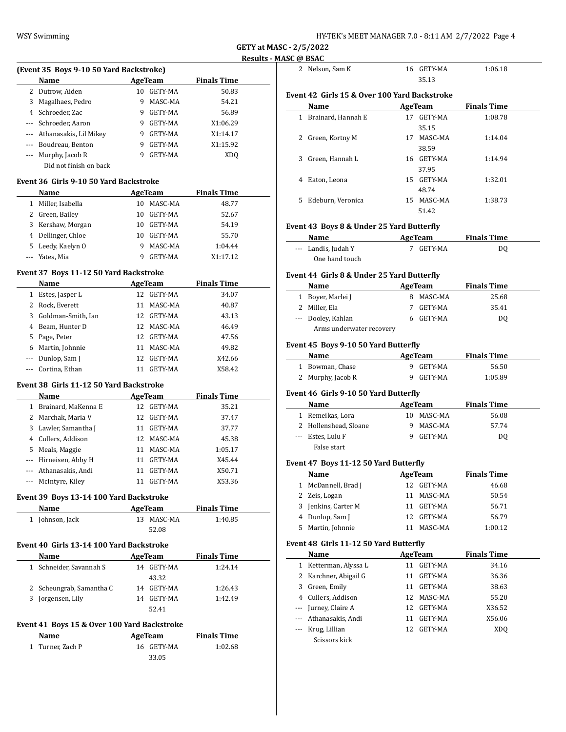**GETY at MASC - 2/5/2022**

**Results - MASC @ BSAC**

### (Event 35 Boys 9-10 50 Yard Backstroke)

| | Name | Age | Team | Finals Time |
|---|---|---|---|---|
| 2 | Dutrow, Aiden | 10 | GETY-MA | 50.83 |
| 3 | Magalhaes, Pedro | 9 | MASC-MA | 54.21 |
| 4 | Schroeder, Zac | 9 | GETY-MA | 56.89 |
| --- | Schroeder, Aaron | 9 | GETY-MA | X1:06.29 |
| --- | Athanasakis, Lil Mikey | 9 | GETY-MA | X1:14.17 |
| --- | Boudreau, Benton | 9 | GETY-MA | X1:15.92 |
| --- | Murphy, Jacob R | 9 | GETY-MA | XDQ |
| | Did not finish on back | | | |

### Event 36 Girls 9-10 50 Yard Backstroke

| | Name | Age | Team | Finals Time |
|---|---|---|---|---|
| 1 | Miller, Isabella | 10 | MASC-MA | 48.77 |
| 2 | Green, Bailey | 10 | GETY-MA | 52.67 |
| 3 | Kershaw, Morgan | 10 | GETY-MA | 54.19 |
| 4 | Dellinger, Chloe | 10 | GETY-MA | 55.70 |
| 5 | Leedy, Kaelyn O | 9 | MASC-MA | 1:04.44 |
| --- | Yates, Mia | 9 | GETY-MA | X1:17.12 |

### Event 37 Boys 11-12 50 Yard Backstroke

| | Name | Age | Team | Finals Time |
|---|---|---|---|---|
| 1 | Estes, Jasper L | 12 | GETY-MA | 34.07 |
| 2 | Rock, Everett | 11 | MASC-MA | 40.87 |
| 3 | Goldman-Smith, Ian | 12 | GETY-MA | 43.13 |
| 4 | Beam, Hunter D | 12 | MASC-MA | 46.49 |
| 5 | Page, Peter | 12 | GETY-MA | 47.56 |
| 6 | Martin, Johnnie | 11 | MASC-MA | 49.82 |
| --- | Dunlop, Sam J | 12 | GETY-MA | X42.66 |
| --- | Cortina, Ethan | 11 | GETY-MA | X58.42 |

### Event 38 Girls 11-12 50 Yard Backstroke

| | Name | Age | Team | Finals Time |
|---|---|---|---|---|
| 1 | Brainard, MaKenna E | 12 | GETY-MA | 35.21 |
| 2 | Marchak, Maria V | 12 | GETY-MA | 37.47 |
| 3 | Lawler, Samantha J | 11 | GETY-MA | 37.77 |
| 4 | Cullers, Addison | 12 | MASC-MA | 45.38 |
| 5 | Meals, Maggie | 11 | MASC-MA | 1:05.17 |
| --- | Hirneisen, Abby H | 11 | GETY-MA | X45.44 |
| --- | Athanasakis, Andi | 11 | GETY-MA | X50.71 |
| --- | McIntyre, Kiley | 11 | GETY-MA | X53.36 |

### Event 39 Boys 13-14 100 Yard Backstroke

| | Name | Age | Team | Finals Time |
|---|---|---|---|---|
| 1 | Johnson, Jack | 13 | MASC-MA | 1:40.85 |
| | | | 52.08 | |

### Event 40 Girls 13-14 100 Yard Backstroke

| | Name | Age | Team | Finals Time |
|---|---|---|---|---|
| 1 | Schneider, Savannah S | 14 | GETY-MA | 1:24.14 |
| | | | 43.32 | |
| 2 | Scheungrab, Samantha C | 14 | GETY-MA | 1:26.43 |
| 3 | Jorgensen, Lily | 14 | GETY-MA | 1:42.49 |
| | | | 52.41 | |

### Event 41 Boys 15 & Over 100 Yard Backstroke

| | Name | Age | Team | Finals Time |
|---|---|---|---|---|
| 1 | Turner, Zach P | 16 | GETY-MA | 1:02.68 |
| | | | 33.05 | |
| 2 | Nelson, Sam K | 16 | GETY-MA | 1:06.18 |
| | | | 35.13 | |

### Event 42 Girls 15 & Over 100 Yard Backstroke

| | Name | Age | Team | Finals Time |
|---|---|---|---|---|
| 1 | Brainard, Hannah E | 17 | GETY-MA | 1:08.78 |
| | | | 35.15 | |
| 2 | Green, Kortny M | 17 | MASC-MA | 1:14.04 |
| | | | 38.59 | |
| 3 | Green, Hannah L | 16 | GETY-MA | 1:14.94 |
| | | | 37.95 | |
| 4 | Eaton, Leona | 15 | GETY-MA | 1:32.01 |
| | | | 48.74 | |
| 5 | Edeburn, Veronica | 15 | MASC-MA | 1:38.73 |
| | | | 51.42 | |

### Event 43 Boys 8 & Under 25 Yard Butterfly

| | Name | Age | Team | Finals Time |
|---|---|---|---|---|
| --- | Landis, Judah Y | 7 | GETY-MA | DQ |
| | One hand touch | | | |

### Event 44 Girls 8 & Under 25 Yard Butterfly

| | Name | Age | Team | Finals Time |
|---|---|---|---|---|
| 1 | Boyer, Marlei J | 8 | MASC-MA | 25.68 |
| 2 | Miller, Ela | 7 | GETY-MA | 35.41 |
| --- | Dooley, Kahlan | 6 | GETY-MA | DQ |
| | Arms underwater recovery | | | |

### Event 45 Boys 9-10 50 Yard Butterfly

| | Name | Age | Team | Finals Time |
|---|---|---|---|---|
| 1 | Bowman, Chase | 9 | GETY-MA | 56.50 |
| 2 | Murphy, Jacob R | 9 | GETY-MA | 1:05.89 |

### Event 46 Girls 9-10 50 Yard Butterfly

| | Name | Age | Team | Finals Time |
|---|---|---|---|---|
| 1 | Remeikas, Lora | 10 | MASC-MA | 56.08 |
| 2 | Hollenshead, Sloane | 9 | MASC-MA | 57.74 |
| --- | Estes, Lulu F | 9 | GETY-MA | DQ |
| | False start | | | |

### Event 47 Boys 11-12 50 Yard Butterfly

| | Name | Age | Team | Finals Time |
|---|---|---|---|---|
| 1 | McDannell, Brad J | 12 | GETY-MA | 46.68 |
| 2 | Zeis, Logan | 11 | MASC-MA | 50.54 |
| 3 | Jenkins, Carter M | 11 | GETY-MA | 56.71 |
| 4 | Dunlop, Sam J | 12 | GETY-MA | 56.79 |
| 5 | Martin, Johnnie | 11 | MASC-MA | 1:00.12 |

### Event 48 Girls 11-12 50 Yard Butterfly

| | Name | Age | Team | Finals Time |
|---|---|---|---|---|
| 1 | Ketterman, Alyssa L | 11 | GETY-MA | 34.16 |
| 2 | Karchner, Abigail G | 11 | GETY-MA | 36.36 |
| 3 | Green, Emily | 11 | GETY-MA | 38.63 |
| 4 | Cullers, Addison | 12 | MASC-MA | 55.20 |
| --- | Jurney, Claire A | 12 | GETY-MA | X36.52 |
| --- | Athanasakis, Andi | 11 | GETY-MA | X56.06 |
| --- | Krug, Lillian | 12 | GETY-MA | XDQ |
| | Scissors kick | | | |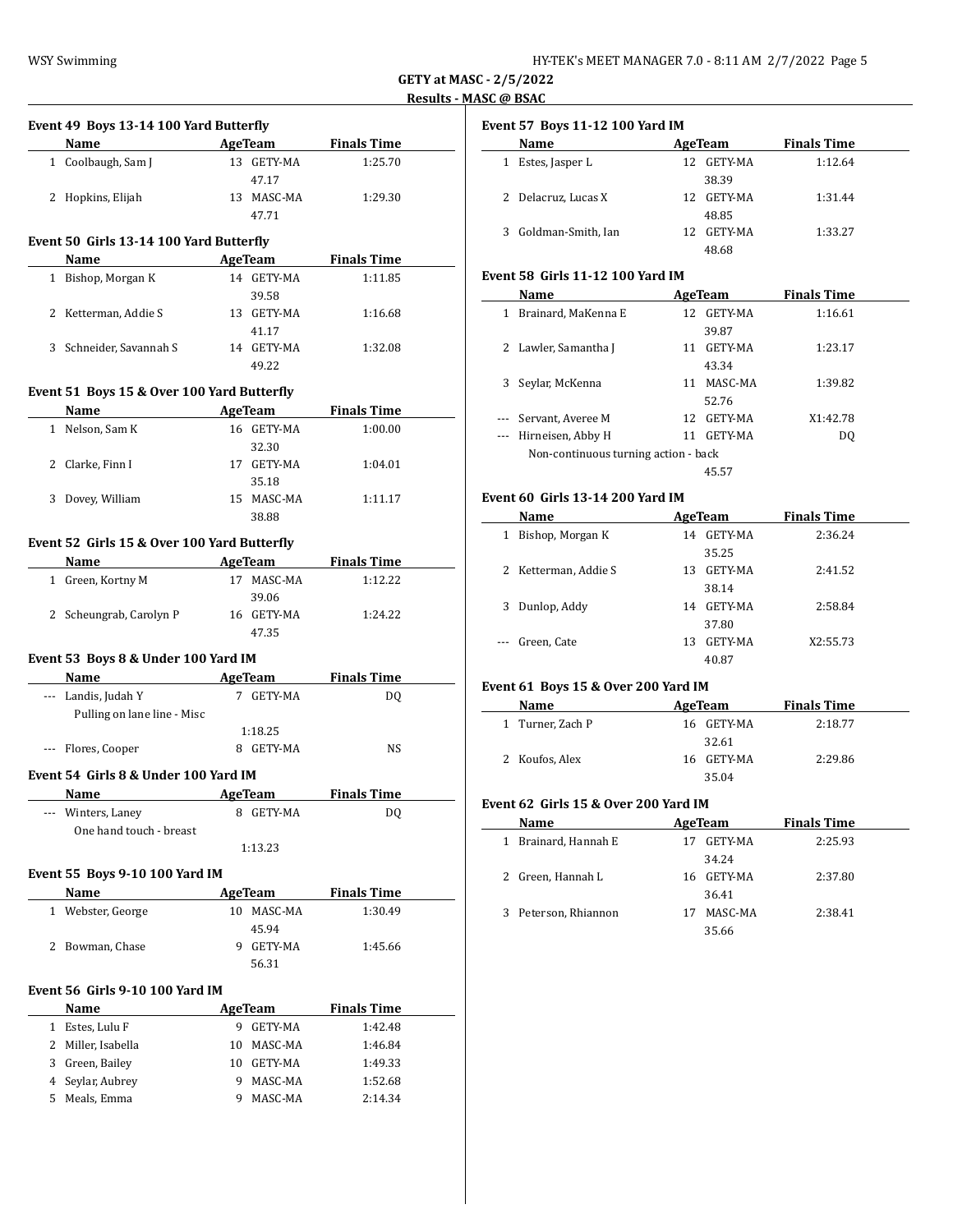GETY at MASC - 2/5/2022

Results - MASC @ BSAC

### Event 49 Boys 13-14 100 Yard Butterfly

| | Name | Age | Team | Finals Time |
|---|---|---|---|---|
| 1 | Coolbaugh, Sam J | 13 | GETY-MA | 1:25.70 |
| | | | 47.17 | |
| 2 | Hopkins, Elijah | 13 | MASC-MA | 1:29.30 |
| | | | 47.71 | |

### Event 50 Girls 13-14 100 Yard Butterfly

| | Name | Age | Team | Finals Time |
|---|---|---|---|---|
| 1 | Bishop, Morgan K | 14 | GETY-MA | 1:11.85 |
| | | | 39.58 | |
| 2 | Ketterman, Addie S | 13 | GETY-MA | 1:16.68 |
| | | | 41.17 | |
| 3 | Schneider, Savannah S | 14 | GETY-MA | 1:32.08 |
| | | | 49.22 | |

### Event 51 Boys 15 & Over 100 Yard Butterfly

| | Name | Age | Team | Finals Time |
|---|---|---|---|---|
| 1 | Nelson, Sam K | 16 | GETY-MA | 1:00.00 |
| | | | 32.30 | |
| 2 | Clarke, Finn I | 17 | GETY-MA | 1:04.01 |
| | | | 35.18 | |
| 3 | Dovey, William | 15 | MASC-MA | 1:11.17 |
| | | | 38.88 | |

### Event 52 Girls 15 & Over 100 Yard Butterfly

| | Name | Age | Team | Finals Time |
|---|---|---|---|---|
| 1 | Green, Kortny M | 17 | MASC-MA | 1:12.22 |
| | | | 39.06 | |
| 2 | Scheungrab, Carolyn P | 16 | GETY-MA | 1:24.22 |
| | | | 47.35 | |

### Event 53 Boys 8 & Under 100 Yard IM

| | Name | Age | Team | Finals Time |
|---|---|---|---|---|
| --- | Landis, Judah Y | 7 | GETY-MA | DQ |
| | Pulling on lane line - Misc | | | |
| | | | 1:18.25 | |
| --- | Flores, Cooper | 8 | GETY-MA | NS |

### Event 54 Girls 8 & Under 100 Yard IM

| | Name | Age | Team | Finals Time |
|---|---|---|---|---|
| --- | Winters, Laney | 8 | GETY-MA | DQ |
| | One hand touch - breast | | | |
| | | | 1:13.23 | |

### Event 55 Boys 9-10 100 Yard IM

| | Name | Age | Team | Finals Time |
|---|---|---|---|---|
| 1 | Webster, George | 10 | MASC-MA | 1:30.49 |
| | | | 45.94 | |
| 2 | Bowman, Chase | 9 | GETY-MA | 1:45.66 |
| | | | 56.31 | |

### Event 56 Girls 9-10 100 Yard IM

| | Name | Age | Team | Finals Time |
|---|---|---|---|---|
| 1 | Estes, Lulu F | 9 | GETY-MA | 1:42.48 |
| 2 | Miller, Isabella | 10 | MASC-MA | 1:46.84 |
| 3 | Green, Bailey | 10 | GETY-MA | 1:49.33 |
| 4 | Seylar, Aubrey | 9 | MASC-MA | 1:52.68 |
| 5 | Meals, Emma | 9 | MASC-MA | 2:14.34 |

### Event 57 Boys 11-12 100 Yard IM

| | Name | Age | Team | Finals Time |
|---|---|---|---|---|
| 1 | Estes, Jasper L | 12 | GETY-MA | 1:12.64 |
| | | | 38.39 | |
| 2 | Delacruz, Lucas X | 12 | GETY-MA | 1:31.44 |
| | | | 48.85 | |
| 3 | Goldman-Smith, Ian | 12 | GETY-MA | 1:33.27 |
| | | | 48.68 | |

### Event 58 Girls 11-12 100 Yard IM

| | Name | Age | Team | Finals Time |
|---|---|---|---|---|
| 1 | Brainard, MaKenna E | 12 | GETY-MA | 1:16.61 |
| | | | 39.87 | |
| 2 | Lawler, Samantha J | 11 | GETY-MA | 1:23.17 |
| | | | 43.34 | |
| 3 | Seylar, McKenna | 11 | MASC-MA | 1:39.82 |
| | | | 52.76 | |
| --- | Servant, Averee M | 12 | GETY-MA | X1:42.78 |
| --- | Hirneisen, Abby H | 11 | GETY-MA | DQ |
| | Non-continuous turning action - back | | | |
| | | | 45.57 | |

### Event 60 Girls 13-14 200 Yard IM

| | Name | Age | Team | Finals Time |
|---|---|---|---|---|
| 1 | Bishop, Morgan K | 14 | GETY-MA | 2:36.24 |
| | | | 35.25 | |
| 2 | Ketterman, Addie S | 13 | GETY-MA | 2:41.52 |
| | | | 38.14 | |
| 3 | Dunlop, Addy | 14 | GETY-MA | 2:58.84 |
| | | | 37.80 | |
| --- | Green, Cate | 13 | GETY-MA | X2:55.73 |
| | | | 40.87 | |

### Event 61 Boys 15 & Over 200 Yard IM

| | Name | Age | Team | Finals Time |
|---|---|---|---|---|
| 1 | Turner, Zach P | 16 | GETY-MA | 2:18.77 |
| | | | 32.61 | |
| 2 | Koufos, Alex | 16 | GETY-MA | 2:29.86 |
| | | | 35.04 | |

### Event 62 Girls 15 & Over 200 Yard IM

| | Name | Age | Team | Finals Time |
|---|---|---|---|---|
| 1 | Brainard, Hannah E | 17 | GETY-MA | 2:25.93 |
| | | | 34.24 | |
| 2 | Green, Hannah L | 16 | GETY-MA | 2:37.80 |
| | | | 36.41 | |
| 3 | Peterson, Rhiannon | 17 | MASC-MA | 2:38.41 |
| | | | 35.66 | |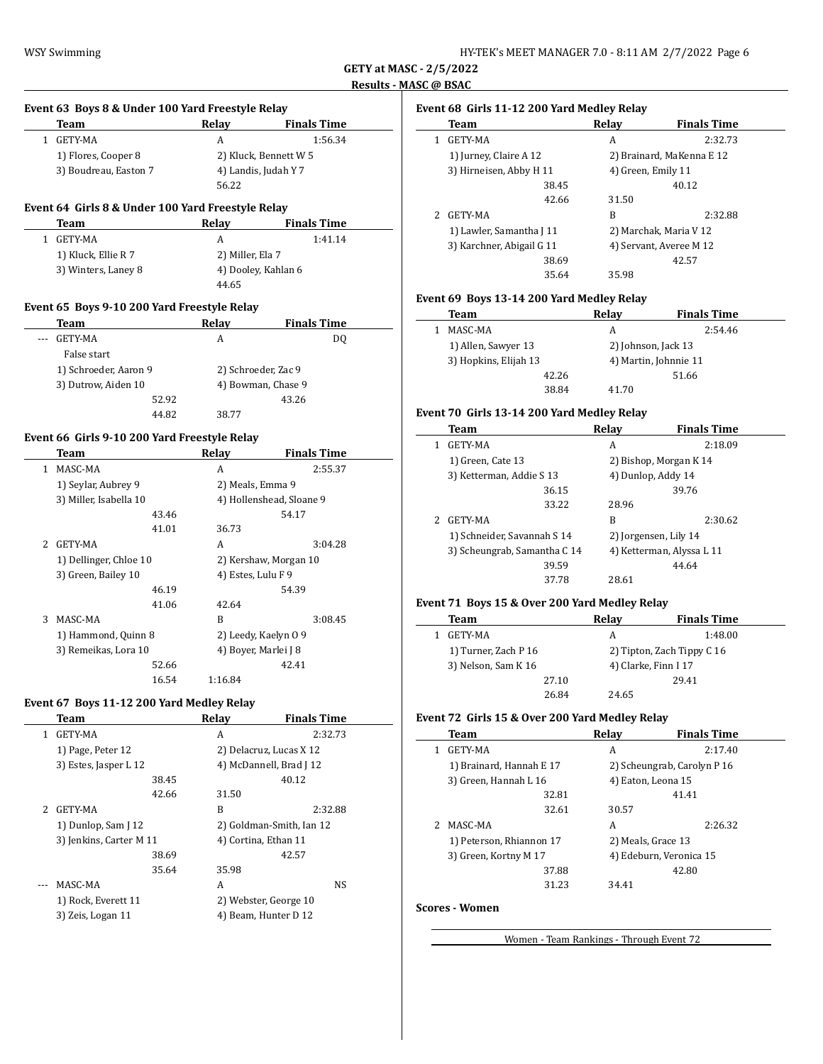GETY at MASC - 2/5/2022

**Results - MASC @ BSAC**

### Event 63 Boys 8 & Under 100 Yard Freestyle Relay

| | Team | Relay | Finals Time |
|---|---|---|---|
| 1 | GETY-MA | A | 1:56.34 |
| | 1) Flores, Cooper 8 | 2) Kluck, Bennett W 5 | |
| | 3) Boudreau, Easton 7 | 4) Landis, Judah Y 7 | |
| | | 56.22 | |

### Event 64 Girls 8 & Under 100 Yard Freestyle Relay

| | Team | Relay | Finals Time |
|---|---|---|---|
| 1 | GETY-MA | A | 1:41.14 |
| | 1) Kluck, Ellie R 7 | 2) Miller, Ela 7 | |
| | 3) Winters, Laney 8 | 4) Dooley, Kahlan 6 | |
| | | 44.65 | |

### Event 65 Boys 9-10 200 Yard Freestyle Relay

| | Team | Relay | Finals Time |
|---|---|---|---|
| --- | GETY-MA | A | DQ |
| | False start | | |
| | 1) Schroeder, Aaron 9 | 2) Schroeder, Zac 9 | |
| | 3) Dutrow, Aiden 10 | 4) Bowman, Chase 9 | |
| | 52.92 | | 43.26 |
| | 44.82 | 38.77 | |

### Event 66 Girls 9-10 200 Yard Freestyle Relay

| | Team | Relay | Finals Time |
|---|---|---|---|
| 1 | MASC-MA | A | 2:55.37 |
| | 1) Seylar, Aubrey 9 | 2) Meals, Emma 9 | |
| | 3) Miller, Isabella 10 | 4) Hollenshead, Sloane 9 | |
| | 43.46 | | 54.17 |
| | 41.01 | 36.73 | |
| 2 | GETY-MA | A | 3:04.28 |
| | 1) Dellinger, Chloe 10 | 2) Kershaw, Morgan 10 | |
| | 3) Green, Bailey 10 | 4) Estes, Lulu F 9 | |
| | 46.19 | | 54.39 |
| | 41.06 | 42.64 | |
| 3 | MASC-MA | B | 3:08.45 |
| | 1) Hammond, Quinn 8 | 2) Leedy, Kaelyn O 9 | |
| | 3) Remeikas, Lora 10 | 4) Boyer, Marlei J 8 | |
| | 52.66 | | 42.41 |
| | 16.54 | 1:16.84 | |

### Event 67 Boys 11-12 200 Yard Medley Relay

| | Team | Relay | Finals Time |
|---|---|---|---|
| 1 | GETY-MA | A | 2:32.73 |
| | 1) Page, Peter 12 | 2) Delacruz, Lucas X 12 | |
| | 3) Estes, Jasper L 12 | 4) McDannell, Brad J 12 | |
| | 38.45 | | 40.12 |
| | 42.66 | 31.50 | |
| 2 | GETY-MA | B | 2:32.88 |
| | 1) Dunlop, Sam J 12 | 2) Goldman-Smith, Ian 12 | |
| | 3) Jenkins, Carter M 11 | 4) Cortina, Ethan 11 | |
| | 38.69 | | 42.57 |
| | 35.64 | 35.98 | |
| --- | MASC-MA | A | NS |
| | 1) Rock, Everett 11 | 2) Webster, George 10 | |
| | 3) Zeis, Logan 11 | 4) Beam, Hunter D 12 | |

### Event 68 Girls 11-12 200 Yard Medley Relay

| | Team | Relay | Finals Time |
|---|---|---|---|
| 1 | GETY-MA | A | 2:32.73 |
| | 1) Jurney, Claire A 12 | 2) Brainard, MaKenna E 12 | |
| | 3) Hirneisen, Abby H 11 | 4) Green, Emily 11 | |
| | 38.45 | | 40.12 |
| | 42.66 | 31.50 | |
| 2 | GETY-MA | B | 2:32.88 |
| | 1) Lawler, Samantha J 11 | 2) Marchak, Maria V 12 | |
| | 3) Karchner, Abigail G 11 | 4) Servant, Averee M 12 | |
| | 38.69 | | 42.57 |
| | 35.64 | 35.98 | |

### Event 69 Boys 13-14 200 Yard Medley Relay

| | Team | Relay | Finals Time |
|---|---|---|---|
| 1 | MASC-MA | A | 2:54.46 |
| | 1) Allen, Sawyer 13 | 2) Johnson, Jack 13 | |
| | 3) Hopkins, Elijah 13 | 4) Martin, Johnnie 11 | |
| | 42.26 | | 51.66 |
| | 38.84 | 41.70 | |

### Event 70 Girls 13-14 200 Yard Medley Relay

| | Team | Relay | Finals Time |
|---|---|---|---|
| 1 | GETY-MA | A | 2:18.09 |
| | 1) Green, Cate 13 | 2) Bishop, Morgan K 14 | |
| | 3) Ketterman, Addie S 13 | 4) Dunlop, Addy 14 | |
| | 36.15 | | 39.76 |
| | 33.22 | 28.96 | |
| 2 | GETY-MA | B | 2:30.62 |
| | 1) Schneider, Savannah S 14 | 2) Jorgensen, Lily 14 | |
| | 3) Scheungrab, Samantha C 14 | 4) Ketterman, Alyssa L 11 | |
| | 39.59 | | 44.64 |
| | 37.78 | 28.61 | |

### Event 71 Boys 15 & Over 200 Yard Medley Relay

| | Team | Relay | Finals Time |
|---|---|---|---|
| 1 | GETY-MA | A | 1:48.00 |
| | 1) Turner, Zach P 16 | 2) Tipton, Zach Tippy C 16 | |
| | 3) Nelson, Sam K 16 | 4) Clarke, Finn I 17 | |
| | 27.10 | | 29.41 |
| | 26.84 | 24.65 | |

### Event 72 Girls 15 & Over 200 Yard Medley Relay

| | Team | Relay | Finals Time |
|---|---|---|---|
| 1 | GETY-MA | A | 2:17.40 |
| | 1) Brainard, Hannah E 17 | 2) Scheungrab, Carolyn P 16 | |
| | 3) Green, Hannah L 16 | 4) Eaton, Leona 15 | |
| | 32.81 | | 41.41 |
| | 32.61 | 30.57 | |
| 2 | MASC-MA | A | 2:26.32 |
| | 1) Peterson, Rhiannon 17 | 2) Meals, Grace 13 | |
| | 3) Green, Kortny M 17 | 4) Edeburn, Veronica 15 | |
| | 37.88 | | 42.80 |
| | 31.23 | 34.41 | |

### Scores - Women

Women - Team Rankings - Through Event 72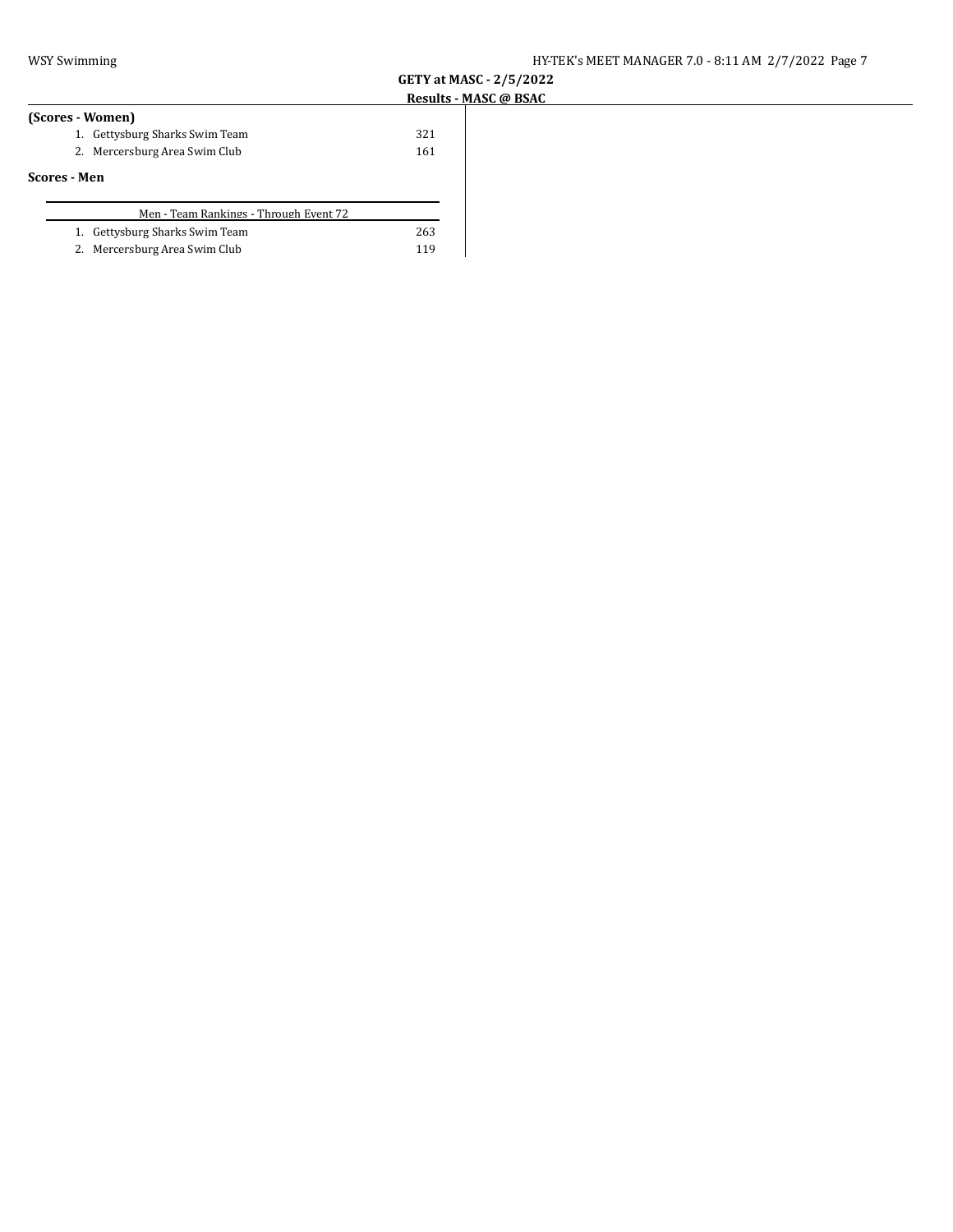**(Scores - Women)**

| | | |
|---|---|---|
| 1. | Gettysburg Sharks Swim Team | 321 |
| 2. | Mercersburg Area Swim Club | 161 |

**Scores - Men**

| Men - Team Rankings - Through Event 72 | | |
|---|---|---|
| 1. | Gettysburg Sharks Swim Team | 263 |
| 2. | Mercersburg Area Swim Club | 119 |